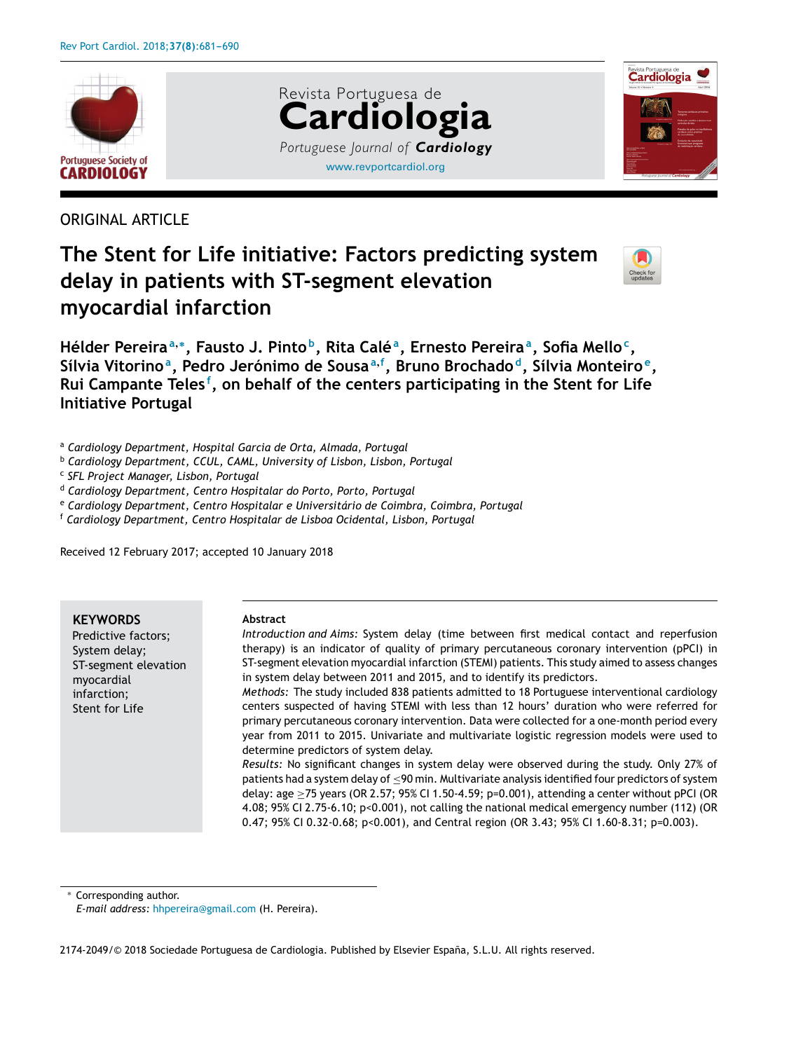ORIGINAL ARTICLE

# The Stent for Life initiative: Factors predicting system delay in patients with ST-segment elevation myocardial infarction

**Hélder Pereira[a,*], Fausto J. Pinto[b], Rita Calé[a], Ernesto Pereira[a], Sofia Mello[c], Sílvia Vitorino[a], Pedro Jerónimo de Sousa[a,f], Bruno Brochado[d], Sílvia Monteiro[e], Rui Campante Teles[f], on behalf of the centers participating in the Stent for Life Initiative Portugal**

[a] *Cardiology Department, Hospital Garcia de Orta, Almada, Portugal*
[b] *Cardiology Department, CCUL, CAML, University of Lisbon, Lisbon, Portugal*
[c] *SFL Project Manager, Lisbon, Portugal*
[d] *Cardiology Department, Centro Hospitalar do Porto, Porto, Portugal*
[e] *Cardiology Department, Centro Hospitalar e Universitário de Coimbra, Coimbra, Portugal*
[f] *Cardiology Department, Centro Hospitalar de Lisboa Ocidental, Lisbon, Portugal*

Received 12 February 2017; accepted 10 January 2018

**KEYWORDS**
Predictive factors;
System delay;
ST-segment elevation myocardial infarction;
Stent for Life

**Abstract**

*Introduction and Aims:* System delay (time between first medical contact and reperfusion therapy) is an indicator of quality of primary percutaneous coronary intervention (pPCI) in ST-segment elevation myocardial infarction (STEMI) patients. This study aimed to assess changes in system delay between 2011 and 2015, and to identify its predictors.

*Methods:* The study included 838 patients admitted to 18 Portuguese interventional cardiology centers suspected of having STEMI with less than 12 hours' duration who were referred for primary percutaneous coronary intervention. Data were collected for a one-month period every year from 2011 to 2015. Univariate and multivariate logistic regression models were used to determine predictors of system delay.

*Results:* No significant changes in system delay were observed during the study. Only 27% of patients had a system delay of ≤90 min. Multivariate analysis identified four predictors of system delay: age ≥75 years (OR 2.57; 95% CI 1.50-4.59; p=0.001), attending a center without pPCI (OR 4.08; 95% CI 2.75-6.10; p<0.001), not calling the national medical emergency number (112) (OR 0.47; 95% CI 0.32-0.68; p<0.001), and Central region (OR 3.43; 95% CI 1.60-8.31; p=0.003).

* Corresponding author.
*E-mail address:* hhpereira@gmail.com (H. Pereira).

2174-2049/© 2018 Sociedade Portuguesa de Cardiologia. Published by Elsevier España, S.L.U. All rights reserved.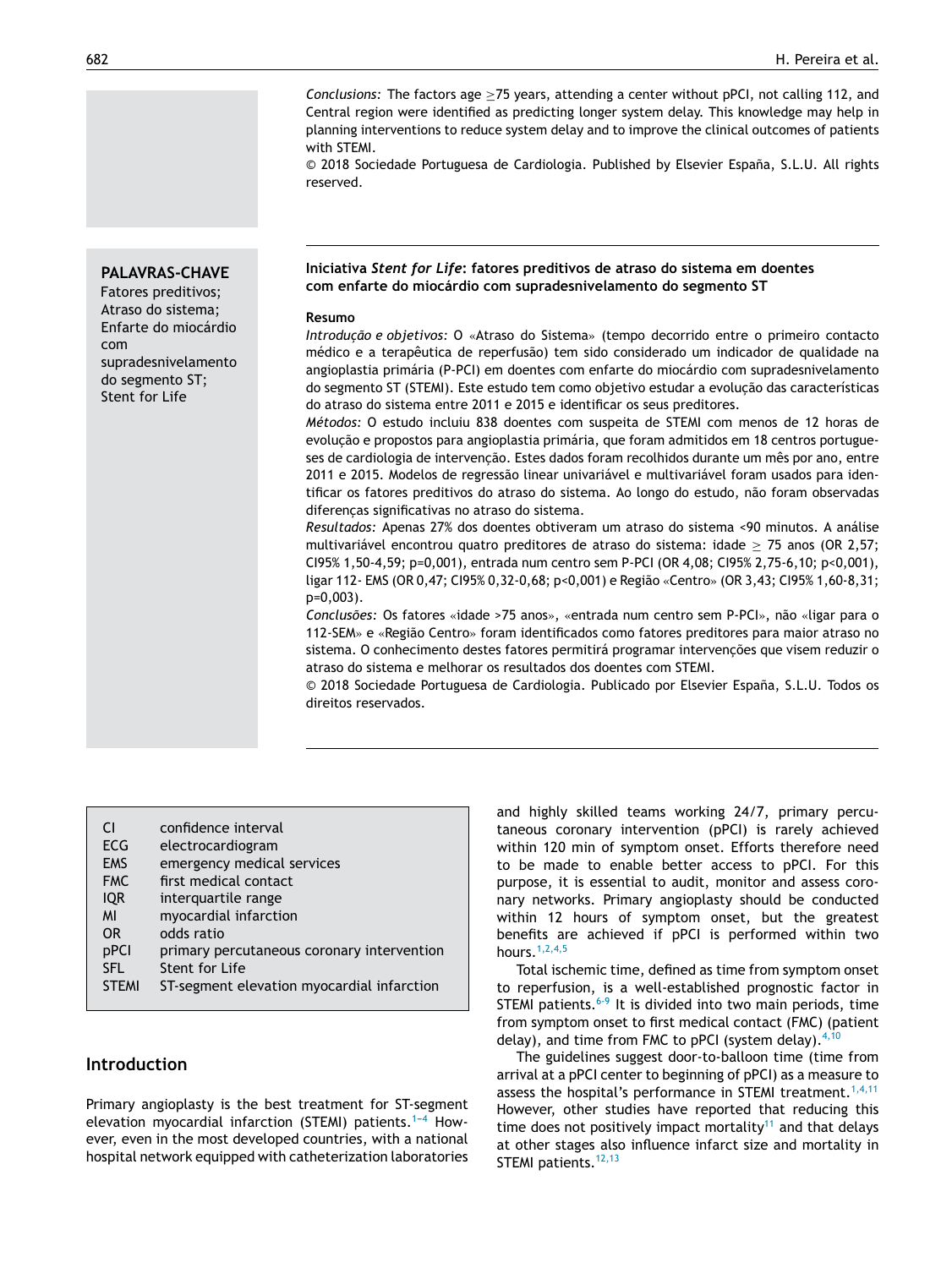*Conclusions:* The factors age ≥75 years, attending a center without pPCI, not calling 112, and Central region were identified as predicting longer system delay. This knowledge may help in planning interventions to reduce system delay and to improve the clinical outcomes of patients with STEMI.

© 2018 Sociedade Portuguesa de Cardiologia. Published by Elsevier España, S.L.U. All rights reserved.

**PALAVRAS-CHAVE**
Fatores preditivos;
Atraso do sistema;
Enfarte do miocárdio com supradesnivelamento do segmento ST;
Stent for Life

### Iniciativa *Stent for Life*: fatores preditivos de atraso do sistema em doentes com enfarte do miocárdio com supradesnivelamento do segmento ST

**Resumo**

*Introdução e objetivos:* O «Atraso do Sistema» (tempo decorrido entre o primeiro contacto médico e a terapêutica de reperfusão) tem sido considerado um indicador de qualidade na angioplastia primária (P-PCI) em doentes com enfarte do miocárdio com supradesnivelamento do segmento ST (STEMI). Este estudo tem como objetivo estudar a evolução das características do atraso do sistema entre 2011 e 2015 e identificar os seus preditores.

*Métodos:* O estudo incluiu 838 doentes com suspeita de STEMI com menos de 12 horas de evolução e propostos para angioplastia primária, que foram admitidos em 18 centros portugueses de cardiologia de intervenção. Estes dados foram recolhidos durante um mês por ano, entre 2011 e 2015. Modelos de regressão linear univariável e multivariável foram usados para identificar os fatores preditivos do atraso do sistema. Ao longo do estudo, não foram observadas diferenças significativas no atraso do sistema.

*Resultados:* Apenas 27% dos doentes obtiveram um atraso do sistema <90 minutos. A análise multivariável encontrou quatro preditores de atraso do sistema: idade ≥ 75 anos (OR 2,57; CI95% 1,50-4,59; p=0,001), entrada num centro sem P-PCI (OR 4,08; CI95% 2,75-6,10; p<0,001), ligar 112- EMS (OR 0,47; CI95% 0,32-0,68; p<0,001) e Região «Centro» (OR 3,43; CI95% 1,60-8,31; p=0,003).

*Conclusões:* Os fatores «idade >75 anos», «entrada num centro sem P-PCI», não «ligar para o 112-SEM» e «Região Centro» foram identificados como fatores preditores para maior atraso no sistema. O conhecimento destes fatores permitirá programar intervenções que visem reduzir o atraso do sistema e melhorar os resultados dos doentes com STEMI.

© 2018 Sociedade Portuguesa de Cardiologia. Publicado por Elsevier España, S.L.U. Todos os direitos reservados.

| | |
|---|---|
| CI | confidence interval |
| ECG | electrocardiogram |
| EMS | emergency medical services |
| FMC | first medical contact |
| IQR | interquartile range |
| MI | myocardial infarction |
| OR | odds ratio |
| pPCI | primary percutaneous coronary intervention |
| SFL | Stent for Life |
| STEMI | ST-segment elevation myocardial infarction |

## Introduction

Primary angioplasty is the best treatment for ST-segment elevation myocardial infarction (STEMI) patients.[1-4] However, even in the most developed countries, with a national hospital network equipped with catheterization laboratories and highly skilled teams working 24/7, primary percutaneous coronary intervention (pPCI) is rarely achieved within 120 min of symptom onset. Efforts therefore need to be made to enable better access to pPCI. For this purpose, it is essential to audit, monitor and assess coronary networks. Primary angioplasty should be conducted within 12 hours of symptom onset, but the greatest benefits are achieved if pPCI is performed within two hours.[1,2,4,5]

Total ischemic time, defined as time from symptom onset to reperfusion, is a well-established prognostic factor in STEMI patients.[6-9] It is divided into two main periods, time from symptom onset to first medical contact (FMC) (patient delay), and time from FMC to pPCI (system delay).[4,10]

The guidelines suggest door-to-balloon time (time from arrival at a pPCI center to beginning of pPCI) as a measure to assess the hospital's performance in STEMI treatment.[1,4,11] However, other studies have reported that reducing this time does not positively impact mortality[11] and that delays at other stages also influence infarct size and mortality in STEMI patients.[12,13]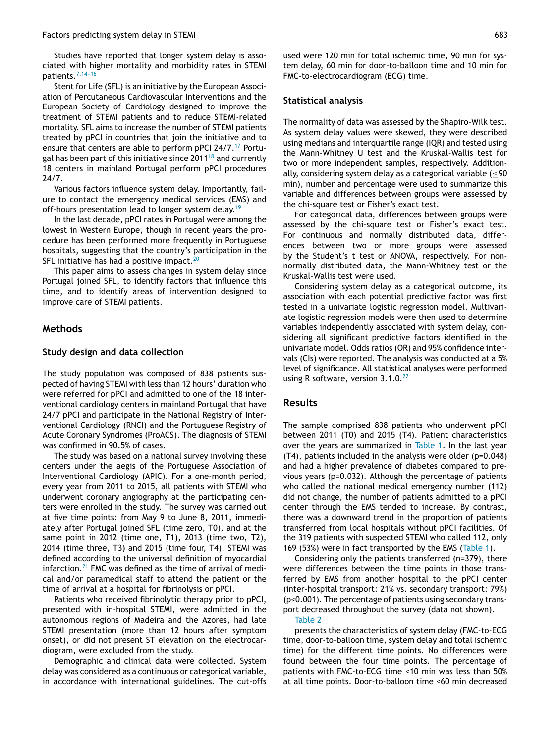Studies have reported that longer system delay is associated with higher mortality and morbidity rates in STEMI patients.[7,14-16]

Stent for Life (SFL) is an initiative by the European Association of Percutaneous Cardiovascular Interventions and the European Society of Cardiology designed to improve the treatment of STEMI patients and to reduce STEMI-related mortality. SFL aims to increase the number of STEMI patients treated by pPCI in countries that join the initiative and to ensure that centers are able to perform pPCI 24/7.[17] Portugal has been part of this initiative since 2011[18] and currently 18 centers in mainland Portugal perform pPCI procedures 24/7.

Various factors influence system delay. Importantly, failure to contact the emergency medical services (EMS) and off-hours presentation lead to longer system delay.[19]

In the last decade, pPCI rates in Portugal were among the lowest in Western Europe, though in recent years the procedure has been performed more frequently in Portuguese hospitals, suggesting that the country's participation in the SFL initiative has had a positive impact.[20]

This paper aims to assess changes in system delay since Portugal joined SFL, to identify factors that influence this time, and to identify areas of intervention designed to improve care of STEMI patients.

## Methods

### Study design and data collection

The study population was composed of 838 patients suspected of having STEMI with less than 12 hours' duration who were referred for pPCI and admitted to one of the 18 interventional cardiology centers in mainland Portugal that have 24/7 pPCI and participate in the National Registry of Interventional Cardiology (RNCI) and the Portuguese Registry of Acute Coronary Syndromes (ProACS). The diagnosis of STEMI was confirmed in 90.5% of cases.

The study was based on a national survey involving these centers under the aegis of the Portuguese Association of Interventional Cardiology (APIC). For a one-month period, every year from 2011 to 2015, all patients with STEMI who underwent coronary angiography at the participating centers were enrolled in the study. The survey was carried out at five time points: from May 9 to June 8, 2011, immediately after Portugal joined SFL (time zero, T0), and at the same point in 2012 (time one, T1), 2013 (time two, T2), 2014 (time three, T3) and 2015 (time four, T4). STEMI was defined according to the universal definition of myocardial infarction.[21] FMC was defined as the time of arrival of medical and/or paramedical staff to attend the patient or the time of arrival at a hospital for fibrinolysis or pPCI.

Patients who received fibrinolytic therapy prior to pPCI, presented with in-hospital STEMI, were admitted in the autonomous regions of Madeira and the Azores, had late STEMI presentation (more than 12 hours after symptom onset), or did not present ST elevation on the electrocardiogram, were excluded from the study.

Demographic and clinical data were collected. System delay was considered as a continuous or categorical variable, in accordance with international guidelines. The cut-offs used were 120 min for total ischemic time, 90 min for system delay, 60 min for door-to-balloon time and 10 min for FMC-to-electrocardiogram (ECG) time.

### Statistical analysis

The normality of data was assessed by the Shapiro-Wilk test. As system delay values were skewed, they were described using medians and interquartile range (IQR) and tested using the Mann-Whitney U test and the Kruskal-Wallis test for two or more independent samples, respectively. Additionally, considering system delay as a categorical variable ($\leq$90 min), number and percentage were used to summarize this variable and differences between groups were assessed by the chi-square test or Fisher's exact test.

For categorical data, differences between groups were assessed by the chi-square test or Fisher's exact test. For continuous and normally distributed data, differences between two or more groups were assessed by the Student's t test or ANOVA, respectively. For non-normally distributed data, the Mann-Whitney test or the Kruskal-Wallis test were used.

Considering system delay as a categorical outcome, its association with each potential predictive factor was first tested in a univariate logistic regression model. Multivariate logistic regression models were then used to determine variables independently associated with system delay, considering all significant predictive factors identified in the univariate model. Odds ratios (OR) and 95% confidence intervals (CIs) were reported. The analysis was conducted at a 5% level of significance. All statistical analyses were performed using R software, version 3.1.0.[22]

## Results

The sample comprised 838 patients who underwent pPCI between 2011 (T0) and 2015 (T4). Patient characteristics over the years are summarized in Table 1. In the last year (T4), patients included in the analysis were older (p=0.048) and had a higher prevalence of diabetes compared to previous years (p=0.032). Although the percentage of patients who called the national medical emergency number (112) did not change, the number of patients admitted to a pPCI center through the EMS tended to increase. By contrast, there was a downward trend in the proportion of patients transferred from local hospitals without pPCI facilities. Of the 319 patients with suspected STEMI who called 112, only 169 (53%) were in fact transported by the EMS (Table 1).

Considering only the patients transferred (n=379), there were differences between the time points in those transferred by EMS from another hospital to the pPCI center (inter-hospital transport: 21% vs. secondary transport: 79%) (p<0.001). The percentage of patients using secondary transport decreased throughout the survey (data not shown).

Table 2 presents the characteristics of system delay (FMC-to-ECG time, door-to-balloon time, system delay and total ischemic time) for the different time points. No differences were found between the four time points. The percentage of patients with FMC-to-ECG time <10 min was less than 50% at all time points. Door-to-balloon time <60 min decreased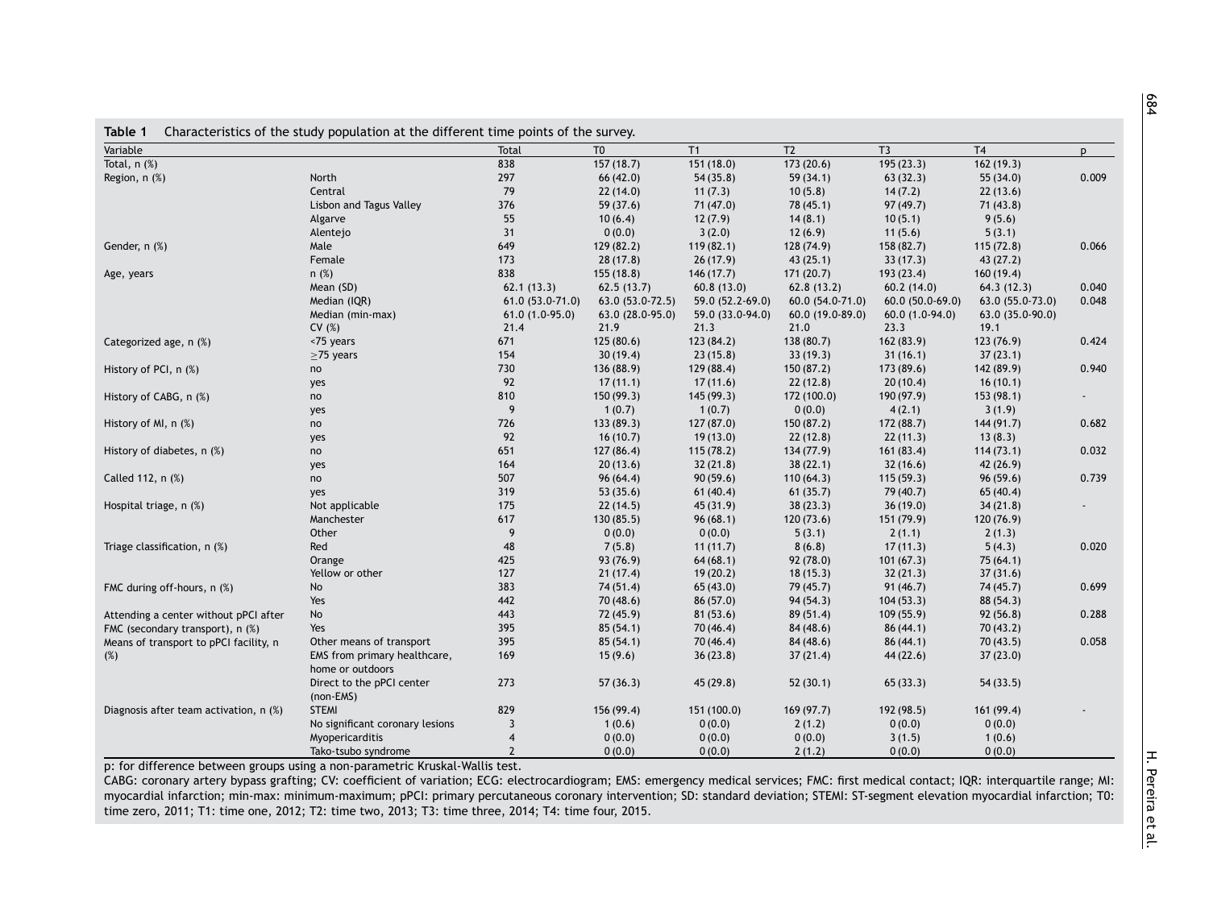**Table 1** Characteristics of the study population at the different time points of the survey.

| Variable | | Total | T0 | T1 | T2 | T3 | T4 | p |
|---|---|---|---|---|---|---|---|---|
| Total, n (%) | | 838 | 157 (18.7) | 151 (18.0) | 173 (20.6) | 195 (23.3) | 162 (19.3) | |
| Region, n (%) | North | 297 | 66 (42.0) | 54 (35.8) | 59 (34.1) | 63 (32.3) | 55 (34.0) | 0.009 |
| | Central | 79 | 22 (14.0) | 11 (7.3) | 10 (5.8) | 14 (7.2) | 22 (13.6) | |
| | Lisbon and Tagus Valley | 376 | 59 (37.6) | 71 (47.0) | 78 (45.1) | 97 (49.7) | 71 (43.8) | |
| | Algarve | 55 | 10 (6.4) | 12 (7.9) | 14 (8.1) | 10 (5.1) | 9 (5.6) | |
| | Alentejo | 31 | 0 (0.0) | 3 (2.0) | 12 (6.9) | 11 (5.6) | 5 (3.1) | |
| Gender, n (%) | Male | 649 | 129 (82.2) | 119 (82.1) | 128 (74.9) | 158 (82.7) | 115 (72.8) | 0.066 |
| | Female | 173 | 28 (17.8) | 26 (17.9) | 43 (25.1) | 33 (17.3) | 43 (27.2) | |
| Age, years | n (%) | 838 | 155 (18.8) | 146 (17.7) | 171 (20.7) | 193 (23.4) | 160 (19.4) | |
| | Mean (SD) | 62.1 (13.3) | 62.5 (13.7) | 60.8 (13.0) | 62.8 (13.2) | 60.2 (14.0) | 64.3 (12.3) | 0.040 |
| | Median (IQR) | 61.0 (53.0-71.0) | 63.0 (53.0-72.5) | 59.0 (52.2-69.0) | 60.0 (54.0-71.0) | 60.0 (50.0-69.0) | 63.0 (55.0-73.0) | 0.048 |
| | Median (min-max) | 61.0 (1.0-95.0) | 63.0 (28.0-95.0) | 59.0 (33.0-94.0) | 60.0 (19.0-89.0) | 60.0 (1.0-94.0) | 63.0 (35.0-90.0) | |
| | CV (%) | 21.4 | 21.9 | 21.3 | 21.0 | 23.3 | 19.1 | |
| Categorized age, n (%) | <75 years | 671 | 125 (80.6) | 123 (84.2) | 138 (80.7) | 162 (83.9) | 123 (76.9) | 0.424 |
| | ≥75 years | 154 | 30 (19.4) | 23 (15.8) | 33 (19.3) | 31 (16.1) | 37 (23.1) | |
| History of PCI, n (%) | no | 730 | 136 (88.9) | 129 (88.4) | 150 (87.2) | 173 (89.6) | 142 (89.9) | 0.940 |
| | yes | 92 | 17 (11.1) | 17 (11.6) | 22 (12.8) | 20 (10.4) | 16 (10.1) | |
| History of CABG, n (%) | no | 810 | 150 (99.3) | 145 (99.3) | 172 (100.0) | 190 (97.9) | 153 (98.1) | - |
| | yes | 9 | 1 (0.7) | 1 (0.7) | 0 (0.0) | 4 (2.1) | 3 (1.9) | |
| History of MI, n (%) | no | 726 | 133 (89.3) | 127 (87.0) | 150 (87.2) | 172 (88.7) | 144 (91.7) | 0.682 |
| | yes | 92 | 16 (10.7) | 19 (13.0) | 22 (12.8) | 22 (11.3) | 13 (8.3) | |
| History of diabetes, n (%) | no | 651 | 127 (86.4) | 115 (78.2) | 134 (77.9) | 161 (83.4) | 114 (73.1) | 0.032 |
| | yes | 164 | 20 (13.6) | 32 (21.8) | 38 (22.1) | 32 (16.6) | 42 (26.9) | |
| Called 112, n (%) | no | 507 | 96 (64.4) | 90 (59.6) | 110 (64.3) | 115 (59.3) | 96 (59.6) | 0.739 |
| | yes | 319 | 53 (35.6) | 61 (40.4) | 61 (35.7) | 79 (40.7) | 65 (40.4) | |
| Hospital triage, n (%) | Not applicable | 175 | 22 (14.5) | 45 (31.9) | 38 (23.3) | 36 (19.0) | 34 (21.8) | - |
| | Manchester | 617 | 130 (85.5) | 96 (68.1) | 120 (73.6) | 151 (79.9) | 120 (76.9) | |
| | Other | 9 | 0 (0.0) | 0 (0.0) | 5 (3.1) | 2 (1.1) | 2 (1.3) | |
| Triage classification, n (%) | Red | 48 | 7 (5.8) | 11 (11.7) | 8 (6.8) | 17 (11.3) | 5 (4.3) | 0.020 |
| | Orange | 425 | 93 (76.9) | 64 (68.1) | 92 (78.0) | 101 (67.3) | 75 (64.1) | |
| | Yellow or other | 127 | 21 (17.4) | 19 (20.2) | 18 (15.3) | 32 (21.3) | 37 (31.6) | |
| FMC during off-hours, n (%) | No | 383 | 74 (51.4) | 65 (43.0) | 79 (45.7) | 91 (46.7) | 74 (45.7) | 0.699 |
| | Yes | 442 | 70 (48.6) | 86 (57.0) | 94 (54.3) | 104 (53.3) | 88 (54.3) | |
| Attending a center without pPCI after FMC (secondary transport), n (%) | No | 443 | 72 (45.9) | 81 (53.6) | 89 (51.4) | 109 (55.9) | 92 (56.8) | 0.288 |
| | Yes | 395 | 85 (54.1) | 70 (46.4) | 84 (48.6) | 86 (44.1) | 70 (43.2) | |
| Means of transport to pPCI facility, n (%) | Other means of transport | 395 | 85 (54.1) | 70 (46.4) | 84 (48.6) | 86 (44.1) | 70 (43.5) | 0.058 |
| | EMS from primary healthcare, home or outdoors | 169 | 15 (9.6) | 36 (23.8) | 37 (21.4) | 44 (22.6) | 37 (23.0) | |
| | Direct to the pPCI center (non-EMS) | 273 | 57 (36.3) | 45 (29.8) | 52 (30.1) | 65 (33.3) | 54 (33.5) | |
| Diagnosis after team activation, n (%) | STEMI | 829 | 156 (99.4) | 151 (100.0) | 169 (97.7) | 192 (98.5) | 161 (99.4) | - |
| | No significant coronary lesions | 3 | 1 (0.6) | 0 (0.0) | 2 (1.2) | 0 (0.0) | 0 (0.0) | |
| | Myopericarditis | 4 | 0 (0.0) | 0 (0.0) | 0 (0.0) | 3 (1.5) | 1 (0.6) | |
| | Tako-tsubo syndrome | 2 | 0 (0.0) | 0 (0.0) | 2 (1.2) | 0 (0.0) | 0 (0.0) | |

p: for difference between groups using a non-parametric Kruskal-Wallis test.

CABG: coronary artery bypass grafting; CV: coefficient of variation; ECG: electrocardiogram; EMS: emergency medical services; FMC: first medical contact; IQR: interquartile range; MI: myocardial infarction; min-max: minimum-maximum; pPCI: primary percutaneous coronary intervention; SD: standard deviation; STEMI: ST-segment elevation myocardial infarction; T0: time zero, 2011; T1: time one, 2012; T2: time two, 2013; T3: time three, 2014; T4: time four, 2015.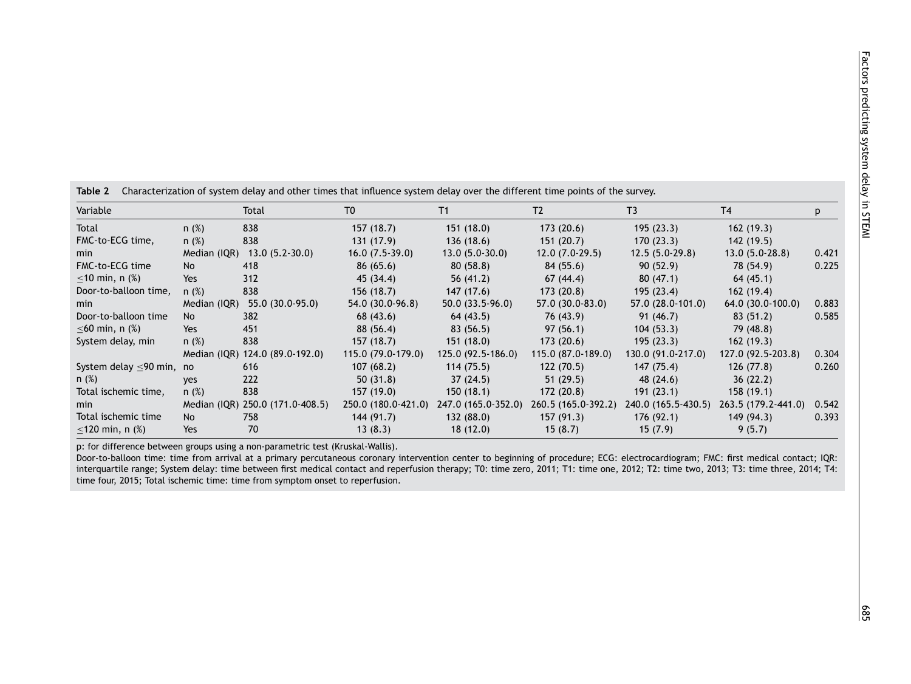**Table 2** Characterization of system delay and other times that influence system delay over the different time points of the survey.

| Variable | | Total | T0 | T1 | T2 | T3 | T4 | p |
|---|---|---|---|---|---|---|---|---|
| Total | n (%) | 838 | 157 (18.7) | 151 (18.0) | 173 (20.6) | 195 (23.3) | 162 (19.3) | |
| FMC-to-ECG time, min | n (%) | 838 | 131 (17.9) | 136 (18.6) | 151 (20.7) | 170 (23.3) | 142 (19.5) | |
| | Median (IQR) | 13.0 (5.2-30.0) | 16.0 (7.5-39.0) | 13.0 (5.0-30.0) | 12.0 (7.0-29.5) | 12.5 (5.0-29.8) | 13.0 (5.0-28.8) | 0.421 |
| FMC-to-ECG time $\leq$10 min, n (%) | No | 418 | 86 (65.6) | 80 (58.8) | 84 (55.6) | 90 (52.9) | 78 (54.9) | 0.225 |
| | Yes | 312 | 45 (34.4) | 56 (41.2) | 67 (44.4) | 80 (47.1) | 64 (45.1) | |
| Door-to-balloon time, min | n (%) | 838 | 156 (18.7) | 147 (17.6) | 173 (20.8) | 195 (23.4) | 162 (19.4) | |
| | Median (IQR) | 55.0 (30.0-95.0) | 54.0 (30.0-96.8) | 50.0 (33.5-96.0) | 57.0 (30.0-83.0) | 57.0 (28.0-101.0) | 64.0 (30.0-100.0) | 0.883 |
| Door-to-balloon time $\leq$60 min, n (%) | No | 382 | 68 (43.6) | 64 (43.5) | 76 (43.9) | 91 (46.7) | 83 (51.2) | 0.585 |
| | Yes | 451 | 88 (56.4) | 83 (56.5) | 97 (56.1) | 104 (53.3) | 79 (48.8) | |
| System delay, min | n (%) | 838 | 157 (18.7) | 151 (18.0) | 173 (20.6) | 195 (23.3) | 162 (19.3) | |
| | Median (IQR) | 124.0 (89.0-192.0) | 115.0 (79.0-179.0) | 125.0 (92.5-186.0) | 115.0 (87.0-189.0) | 130.0 (91.0-217.0) | 127.0 (92.5-203.8) | 0.304 |
| System delay $\leq$90 min, n (%) | no | 616 | 107 (68.2) | 114 (75.5) | 122 (70.5) | 147 (75.4) | 126 (77.8) | 0.260 |
| | yes | 222 | 50 (31.8) | 37 (24.5) | 51 (29.5) | 48 (24.6) | 36 (22.2) | |
| Total ischemic time, min | n (%) | 838 | 157 (19.0) | 150 (18.1) | 172 (20.8) | 191 (23.1) | 158 (19.1) | |
| | Median (IQR) | 250.0 (171.0-408.5) | 250.0 (180.0-421.0) | 247.0 (165.0-352.0) | 260.5 (165.0-392.2) | 240.0 (165.5-430.5) | 263.5 (179.2-441.0) | 0.542 |
| Total ischemic time $\leq$120 min, n (%) | No | 758 | 144 (91.7) | 132 (88.0) | 157 (91.3) | 176 (92.1) | 149 (94.3) | 0.393 |
| | Yes | 70 | 13 (8.3) | 18 (12.0) | 15 (8.7) | 15 (7.9) | 9 (5.7) | |

p: for difference between groups using a non-parametric test (Kruskal-Wallis).

Door-to-balloon time: time from arrival at a primary percutaneous coronary intervention center to beginning of procedure; ECG: electrocardiogram; FMC: first medical contact; IQR: interquartile range; System delay: time between first medical contact and reperfusion therapy; T0: time zero, 2011; T1: time one, 2012; T2: time two, 2013; T3: time three, 2014; T4: time four, 2015; Total ischemic time: time from symptom onset to reperfusion.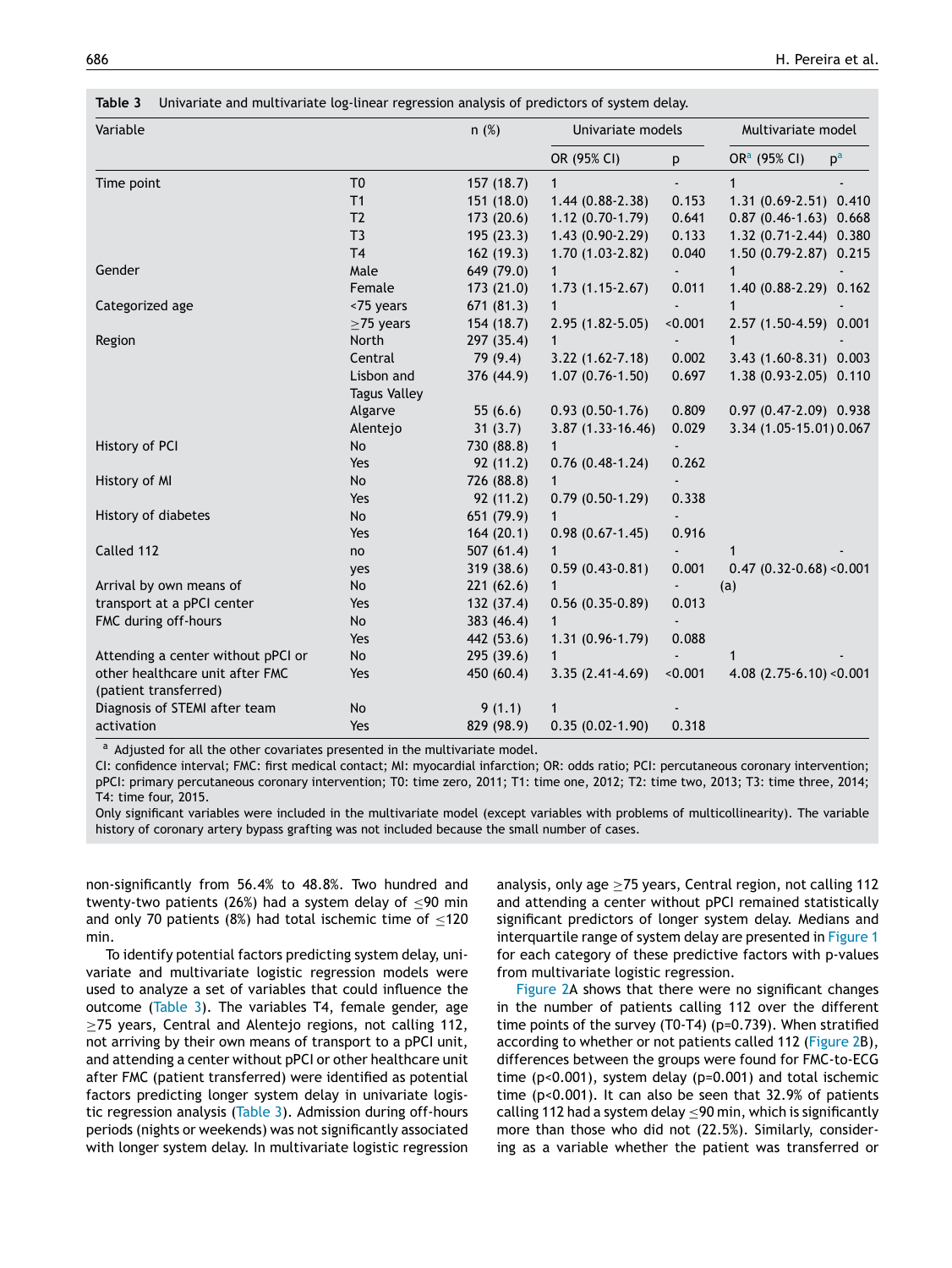Table 3 Univariate and multivariate log-linear regression analysis of predictors of system delay.

| Variable | | n (%) | Univariate models | | Multivariate model | |
|---|---|---|---|---|---|---|
| | | | OR (95% CI) | p | OR[a] (95% CI) | p[a] |
| Time point | T0 | 157 (18.7) | 1 | - | 1 | - |
| | T1 | 151 (18.0) | 1.44 (0.88-2.38) | 0.153 | 1.31 (0.69-2.51) | 0.410 |
| | T2 | 173 (20.6) | 1.12 (0.70-1.79) | 0.641 | 0.87 (0.46-1.63) | 0.668 |
| | T3 | 195 (23.3) | 1.43 (0.90-2.29) | 0.133 | 1.32 (0.71-2.44) | 0.380 |
| | T4 | 162 (19.3) | 1.70 (1.03-2.82) | 0.040 | 1.50 (0.79-2.87) | 0.215 |
| Gender | Male | 649 (79.0) | 1 | - | 1 | - |
| | Female | 173 (21.0) | 1.73 (1.15-2.67) | 0.011 | 1.40 (0.88-2.29) | 0.162 |
| Categorized age | <75 years | 671 (81.3) | 1 | - | 1 | - |
| | ≥75 years | 154 (18.7) | 2.95 (1.82-5.05) | <0.001 | 2.57 (1.50-4.59) | 0.001 |
| Region | North | 297 (35.4) | 1 | - | 1 | - |
| | Central | 79 (9.4) | 3.22 (1.62-7.18) | 0.002 | 3.43 (1.60-8.31) | 0.003 |
| | Lisbon and Tagus Valley | 376 (44.9) | 1.07 (0.76-1.50) | 0.697 | 1.38 (0.93-2.05) | 0.110 |
| | Algarve | 55 (6.6) | 0.93 (0.50-1.76) | 0.809 | 0.97 (0.47-2.09) | 0.938 |
| | Alentejo | 31 (3.7) | 3.87 (1.33-16.46) | 0.029 | 3.34 (1.05-15.01) | 0.067 |
| History of PCI | No | 730 (88.8) | 1 | - | | |
| | Yes | 92 (11.2) | 0.76 (0.48-1.24) | 0.262 | | |
| History of MI | No | 726 (88.8) | 1 | - | | |
| | Yes | 92 (11.2) | 0.79 (0.50-1.29) | 0.338 | | |
| History of diabetes | No | 651 (79.9) | 1 | - | | |
| | Yes | 164 (20.1) | 0.98 (0.67-1.45) | 0.916 | | |
| Called 112 | no | 507 (61.4) | 1 | - | 1 | - |
| | yes | 319 (38.6) | 0.59 (0.43-0.81) | 0.001 | 0.47 (0.32-0.68) | <0.001 |
| Arrival by own means of transport at a pPCI center | No | 221 (62.6) | 1 | - | (a) | |
| | Yes | 132 (37.4) | 0.56 (0.35-0.89) | 0.013 | | |
| FMC during off-hours | No | 383 (46.4) | 1 | - | | |
| | Yes | 442 (53.6) | 1.31 (0.96-1.79) | 0.088 | | |
| Attending a center without pPCI or other healthcare unit after FMC (patient transferred) | No | 295 (39.6) | 1 | - | 1 | - |
| | Yes | 450 (60.4) | 3.35 (2.41-4.69) | <0.001 | 4.08 (2.75-6.10) | <0.001 |
| Diagnosis of STEMI after team activation | No | 9 (1.1) | 1 | - | | |
| | Yes | 829 (98.9) | 0.35 (0.02-1.90) | 0.318 | | |

[a] Adjusted for all the other covariates presented in the multivariate model.
CI: confidence interval; FMC: first medical contact; MI: myocardial infarction; OR: odds ratio; PCI: percutaneous coronary intervention; pPCI: primary percutaneous coronary intervention; T0: time zero, 2011; T1: time one, 2012; T2: time two, 2013; T3: time three, 2014; T4: time four, 2015.
Only significant variables were included in the multivariate model (except variables with problems of multicollinearity). The variable history of coronary artery bypass grafting was not included because the small number of cases.

non-significantly from 56.4% to 48.8%. Two hundred and twenty-two patients (26%) had a system delay of ≤90 min and only 70 patients (8%) had total ischemic time of ≤120 min.

To identify potential factors predicting system delay, univariate and multivariate logistic regression models were used to analyze a set of variables that could influence the outcome (Table 3). The variables T4, female gender, age ≥75 years, Central and Alentejo regions, not calling 112, not arriving by their own means of transport to a pPCI unit, and attending a center without pPCI or other healthcare unit after FMC (patient transferred) were identified as potential factors predicting longer system delay in univariate logistic regression analysis (Table 3). Admission during off-hours periods (nights or weekends) was not significantly associated with longer system delay. In multivariate logistic regression analysis, only age ≥75 years, Central region, not calling 112 and attending a center without pPCI remained statistically significant predictors of longer system delay. Medians and interquartile range of system delay are presented in Figure 1 for each category of these predictive factors with p-values from multivariate logistic regression.

Figure 2A shows that there were no significant changes in the number of patients calling 112 over the different time points of the survey (T0-T4) (p=0.739). When stratified according to whether or not patients called 112 (Figure 2B), differences between the groups were found for FMC-to-ECG time (p<0.001), system delay (p=0.001) and total ischemic time (p<0.001). It can also be seen that 32.9% of patients calling 112 had a system delay ≤90 min, which is significantly more than those who did not (22.5%). Similarly, considering as a variable whether the patient was transferred or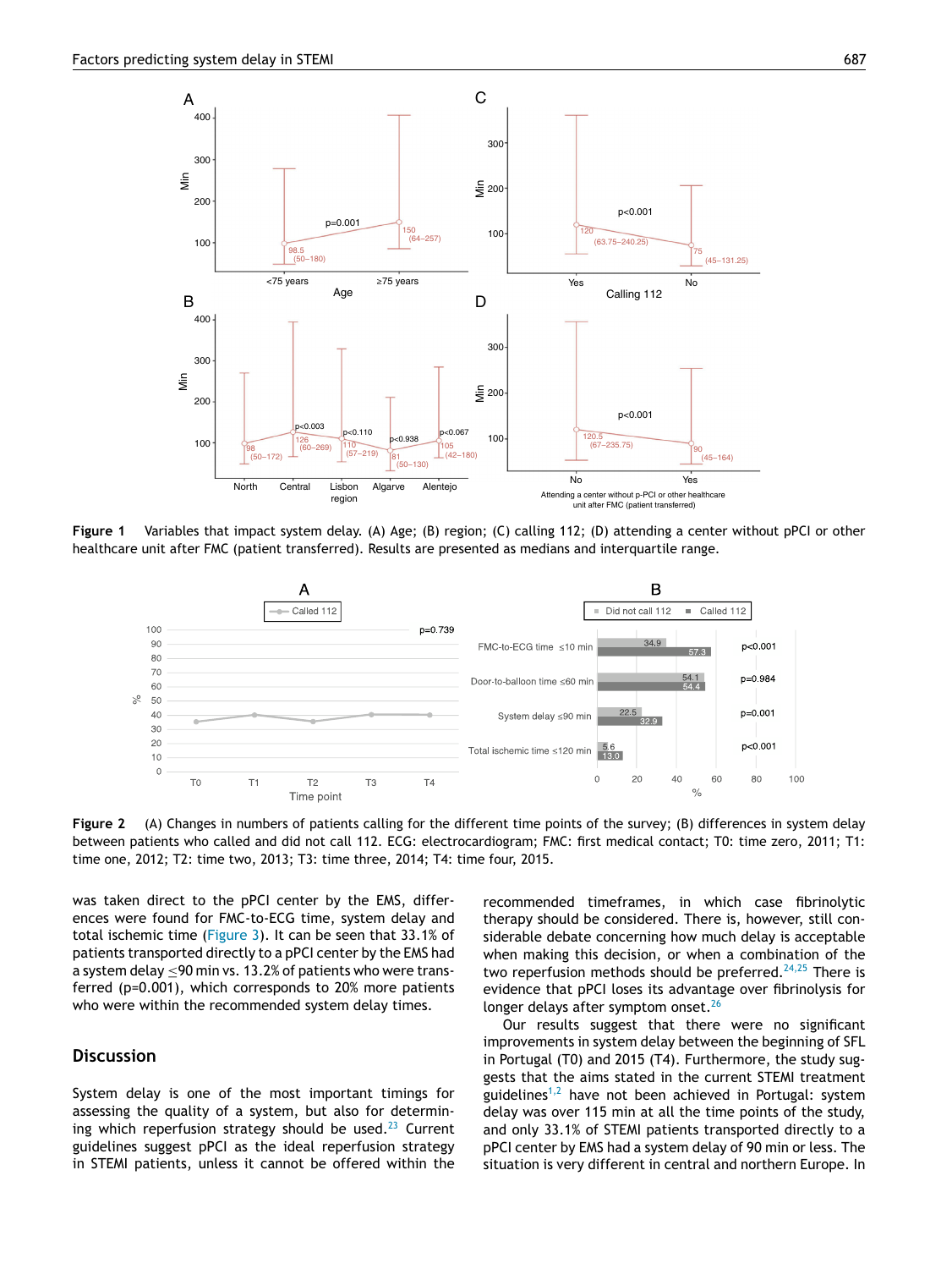Figure 1 Variables that impact system delay. (A) Age; (B) region; (C) calling 112; (D) attending a center without pPCI or other healthcare unit after FMC (patient transferred). Results are presented as medians and interquartile range.

Figure 2 (A) Changes in numbers of patients calling for the different time points of the survey; (B) differences in system delay between patients who called and did not call 112. ECG: electrocardiogram; FMC: first medical contact; T0: time zero, 2011; T1: time one, 2012; T2: time two, 2013; T3: time three, 2014; T4: time four, 2015.

was taken direct to the pPCI center by the EMS, differences were found for FMC-to-ECG time, system delay and total ischemic time (Figure 3). It can be seen that 33.1% of patients transported directly to a pPCI center by the EMS had a system delay ≤90 min vs. 13.2% of patients who were transferred (p=0.001), which corresponds to 20% more patients who were within the recommended system delay times.

## Discussion

System delay is one of the most important timings for assessing the quality of a system, but also for determining which reperfusion strategy should be used.[23] Current guidelines suggest pPCI as the ideal reperfusion strategy in STEMI patients, unless it cannot be offered within the recommended timeframes, in which case fibrinolytic therapy should be considered. There is, however, still considerable debate concerning how much delay is acceptable when making this decision, or when a combination of the two reperfusion methods should be preferred.[24,25] There is evidence that pPCI loses its advantage over fibrinolysis for longer delays after symptom onset.[26]

Our results suggest that there were no significant improvements in system delay between the beginning of SFL in Portugal (T0) and 2015 (T4). Furthermore, the study suggests that the aims stated in the current STEMI treatment guidelines[1,2] have not been achieved in Portugal: system delay was over 115 min at all the time points of the study, and only 33.1% of STEMI patients transported directly to a pPCI center by EMS had a system delay of 90 min or less. The situation is very different in central and northern Europe. In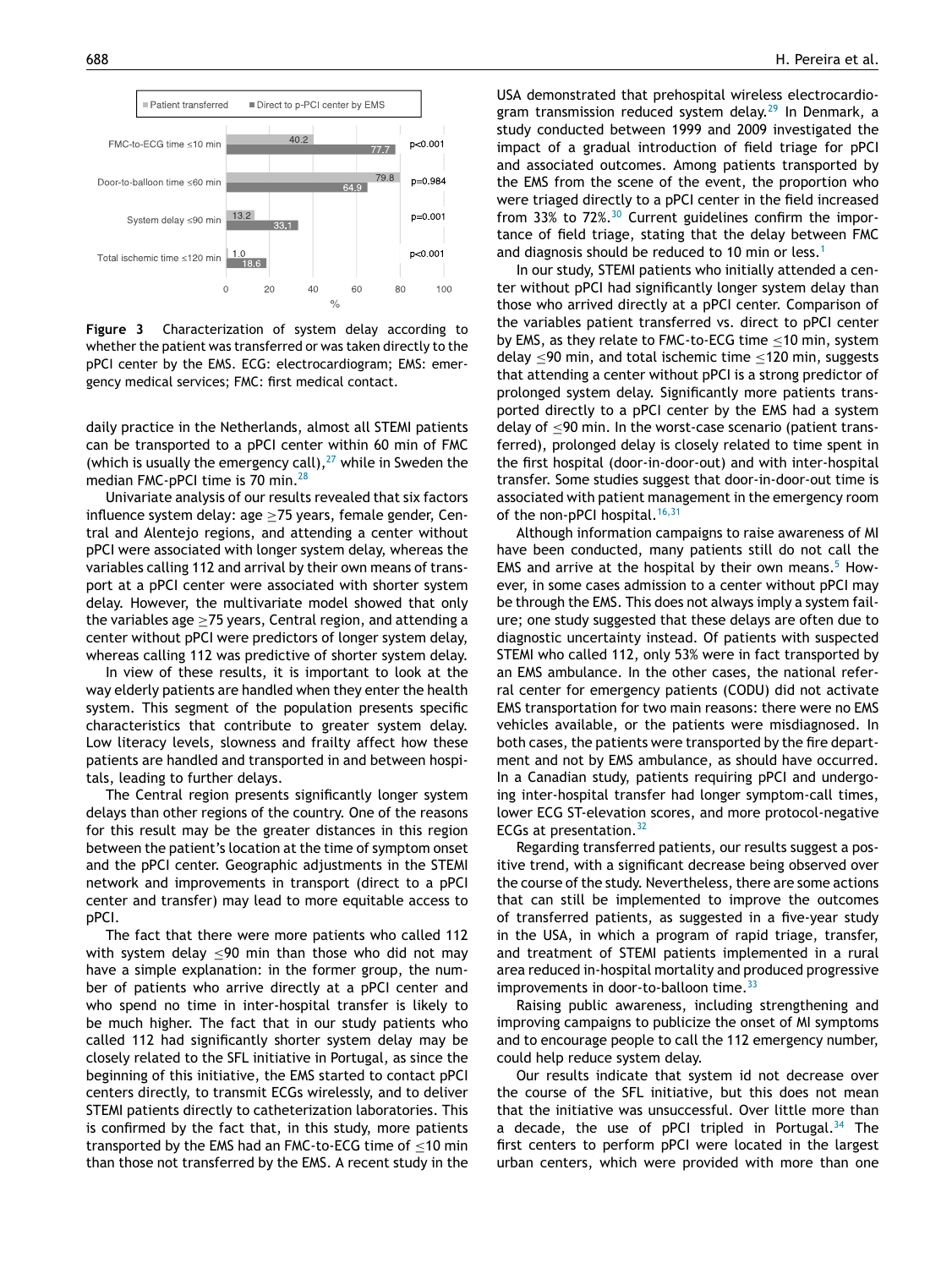Figure 3 Characterization of system delay according to whether the patient was transferred or was taken directly to the pPCI center by the EMS. ECG: electrocardiogram; EMS: emergency medical services; FMC: first medical contact.

daily practice in the Netherlands, almost all STEMI patients can be transported to a pPCI center within 60 min of FMC (which is usually the emergency call),[27] while in Sweden the median FMC-pPCI time is 70 min.[28]

Univariate analysis of our results revealed that six factors influence system delay: age ≥75 years, female gender, Central and Alentejo regions, and attending a center without pPCI were associated with longer system delay, whereas the variables calling 112 and arrival by their own means of transport at a pPCI center were associated with shorter system delay. However, the multivariate model showed that only the variables age ≥75 years, Central region, and attending a center without pPCI were predictors of longer system delay, whereas calling 112 was predictive of shorter system delay.

In view of these results, it is important to look at the way elderly patients are handled when they enter the health system. This segment of the population presents specific characteristics that contribute to greater system delay. Low literacy levels, slowness and frailty affect how these patients are handled and transported in and between hospitals, leading to further delays.

The Central region presents significantly longer system delays than other regions of the country. One of the reasons for this result may be the greater distances in this region between the patient's location at the time of symptom onset and the pPCI center. Geographic adjustments in the STEMI network and improvements in transport (direct to a pPCI center and transfer) may lead to more equitable access to pPCI.

The fact that there were more patients who called 112 with system delay ≤90 min than those who did not may have a simple explanation: in the former group, the number of patients who arrive directly at a pPCI center and who spend no time in inter-hospital transfer is likely to be much higher. The fact that in our study patients who called 112 had significantly shorter system delay may be closely related to the SFL initiative in Portugal, as since the beginning of this initiative, the EMS started to contact pPCI centers directly, to transmit ECGs wirelessly, and to deliver STEMI patients directly to catheterization laboratories. This is confirmed by the fact that, in this study, more patients transported by the EMS had an FMC-to-ECG time of ≤10 min than those not transferred by the EMS. A recent study in the USA demonstrated that prehospital wireless electrocardiogram transmission reduced system delay.[29] In Denmark, a study conducted between 1999 and 2009 investigated the impact of a gradual introduction of field triage for pPCI and associated outcomes. Among patients transported by the EMS from the scene of the event, the proportion who were triaged directly to a pPCI center in the field increased from 33% to 72%.[30] Current guidelines confirm the importance of field triage, stating that the delay between FMC and diagnosis should be reduced to 10 min or less.[1]

In our study, STEMI patients who initially attended a center without pPCI had significantly longer system delay than those who arrived directly at a pPCI center. Comparison of the variables patient transferred vs. direct to pPCI center by EMS, as they relate to FMC-to-ECG time ≤10 min, system delay ≤90 min, and total ischemic time ≤120 min, suggests that attending a center without pPCI is a strong predictor of prolonged system delay. Significantly more patients transported directly to a pPCI center by the EMS had a system delay of ≤90 min. In the worst-case scenario (patient transferred), prolonged delay is closely related to time spent in the first hospital (door-in-door-out) and with inter-hospital transfer. Some studies suggest that door-in-door-out time is associated with patient management in the emergency room of the non-pPCI hospital.[16,31]

Although information campaigns to raise awareness of MI have been conducted, many patients still do not call the EMS and arrive at the hospital by their own means.[5] However, in some cases admission to a center without pPCI may be through the EMS. This does not always imply a system failure; one study suggested that these delays are often due to diagnostic uncertainty instead. Of patients with suspected STEMI who called 112, only 53% were in fact transported by an EMS ambulance. In the other cases, the national referral center for emergency patients (CODU) did not activate EMS transportation for two main reasons: there were no EMS vehicles available, or the patients were misdiagnosed. In both cases, the patients were transported by the fire department and not by EMS ambulance, as should have occurred. In a Canadian study, patients requiring pPCI and undergoing inter-hospital transfer had longer symptom-call times, lower ECG ST-elevation scores, and more protocol-negative ECGs at presentation.[32]

Regarding transferred patients, our results suggest a positive trend, with a significant decrease being observed over the course of the study. Nevertheless, there are some actions that can still be implemented to improve the outcomes of transferred patients, as suggested in a five-year study in the USA, in which a program of rapid triage, transfer, and treatment of STEMI patients implemented in a rural area reduced in-hospital mortality and produced progressive improvements in door-to-balloon time.[33]

Raising public awareness, including strengthening and improving campaigns to publicize the onset of MI symptoms and to encourage people to call the 112 emergency number, could help reduce system delay.

Our results indicate that system id not decrease over the course of the SFL initiative, but this does not mean that the initiative was unsuccessful. Over little more than a decade, the use of pPCI tripled in Portugal.[34] The first centers to perform pPCI were located in the largest urban centers, which were provided with more than one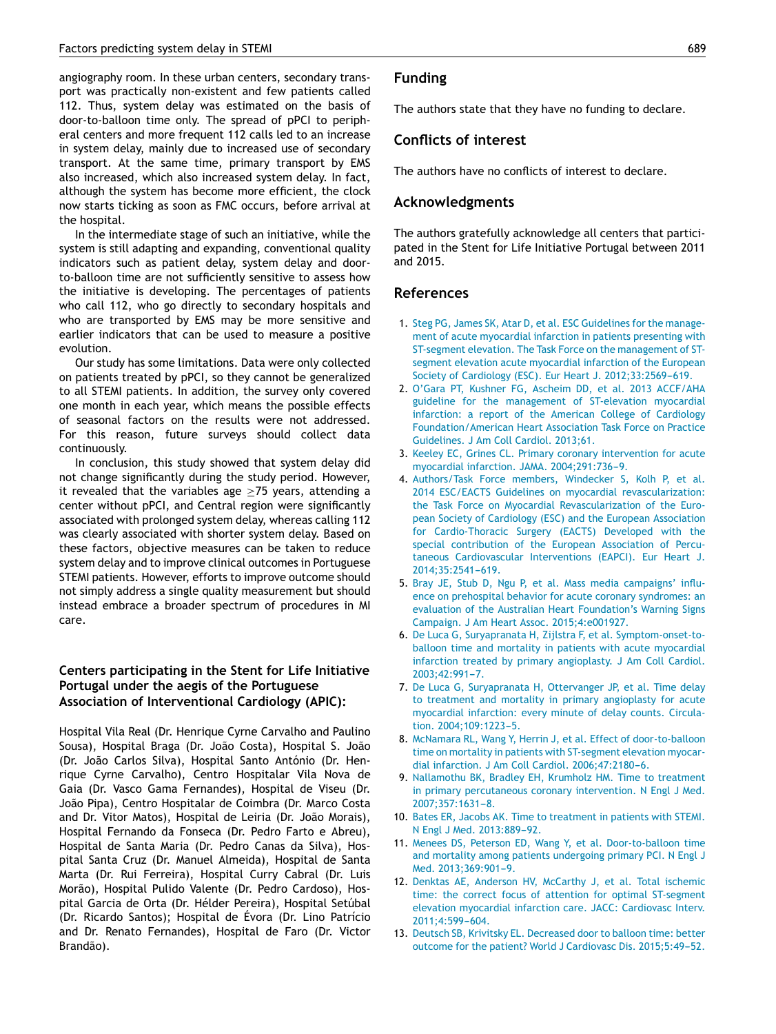angiography room. In these urban centers, secondary transport was practically non-existent and few patients called 112. Thus, system delay was estimated on the basis of door-to-balloon time only. The spread of pPCI to peripheral centers and more frequent 112 calls led to an increase in system delay, mainly due to increased use of secondary transport. At the same time, primary transport by EMS also increased, which also increased system delay. In fact, although the system has become more efficient, the clock now starts ticking as soon as FMC occurs, before arrival at the hospital.

In the intermediate stage of such an initiative, while the system is still adapting and expanding, conventional quality indicators such as patient delay, system delay and door-to-balloon time are not sufficiently sensitive to assess how the initiative is developing. The percentages of patients who call 112, who go directly to secondary hospitals and who are transported by EMS may be more sensitive and earlier indicators that can be used to measure a positive evolution.

Our study has some limitations. Data were only collected on patients treated by pPCI, so they cannot be generalized to all STEMI patients. In addition, the survey only covered one month in each year, which means the possible effects of seasonal factors on the results were not addressed. For this reason, future surveys should collect data continuously.

In conclusion, this study showed that system delay did not change significantly during the study period. However, it revealed that the variables age ≥75 years, attending a center without pPCI, and Central region were significantly associated with prolonged system delay, whereas calling 112 was clearly associated with shorter system delay. Based on these factors, objective measures can be taken to reduce system delay and to improve clinical outcomes in Portuguese STEMI patients. However, efforts to improve outcome should not simply address a single quality measurement but should instead embrace a broader spectrum of procedures in MI care.

## Centers participating in the Stent for Life Initiative Portugal under the aegis of the Portuguese Association of Interventional Cardiology (APIC):

Hospital Vila Real (Dr. Henrique Cyrne Carvalho and Paulino Sousa), Hospital Braga (Dr. João Costa), Hospital S. João (Dr. João Carlos Silva), Hospital Santo António (Dr. Henrique Cyrne Carvalho), Centro Hospitalar Vila Nova de Gaia (Dr. Vasco Gama Fernandes), Hospital de Viseu (Dr. João Pipa), Centro Hospitalar de Coimbra (Dr. Marco Costa and Dr. Vitor Matos), Hospital de Leiria (Dr. João Morais), Hospital Fernando da Fonseca (Dr. Pedro Farto e Abreu), Hospital de Santa Maria (Dr. Pedro Canas da Silva), Hospital Santa Cruz (Dr. Manuel Almeida), Hospital de Santa Marta (Dr. Rui Ferreira), Hospital Curry Cabral (Dr. Luis Morão), Hospital Pulido Valente (Dr. Pedro Cardoso), Hospital Garcia de Orta (Dr. Hélder Pereira), Hospital Setúbal (Dr. Ricardo Santos); Hospital de Évora (Dr. Lino Patrício and Dr. Renato Fernandes), Hospital de Faro (Dr. Victor Brandão).

## Funding

The authors state that they have no funding to declare.

## Conflicts of interest

The authors have no conflicts of interest to declare.

## Acknowledgments

The authors gratefully acknowledge all centers that participated in the Stent for Life Initiative Portugal between 2011 and 2015.

## References

1. Steg PG, James SK, Atar D, et al. ESC Guidelines for the management of acute myocardial infarction in patients presenting with ST-segment elevation. The Task Force on the management of ST-segment elevation acute myocardial infarction of the European Society of Cardiology (ESC). Eur Heart J. 2012;33:2569–619.
2. O'Gara PT, Kushner FG, Ascheim DD, et al. 2013 ACCF/AHA guideline for the management of ST-elevation myocardial infarction: a report of the American College of Cardiology Foundation/American Heart Association Task Force on Practice Guidelines. J Am Coll Cardiol. 2013;61.
3. Keeley EC, Grines CL. Primary coronary intervention for acute myocardial infarction. JAMA. 2004;291:736–9.
4. Authors/Task Force members, Windecker S, Kolh P, et al. 2014 ESC/EACTS Guidelines on myocardial revascularization: the Task Force on Myocardial Revascularization of the European Society of Cardiology (ESC) and the European Association for Cardio-Thoracic Surgery (EACTS) Developed with the special contribution of the European Association of Percutaneous Cardiovascular Interventions (EAPCI). Eur Heart J. 2014;35:2541–619.
5. Bray JE, Stub D, Ngu P, et al. Mass media campaigns' influence on prehospital behavior for acute coronary syndromes: an evaluation of the Australian Heart Foundation's Warning Signs Campaign. J Am Heart Assoc. 2015;4:e001927.
6. De Luca G, Suryapranata H, Zijlstra F, et al. Symptom-onset-to-balloon time and mortality in patients with acute myocardial infarction treated by primary angioplasty. J Am Coll Cardiol. 2003;42:991–7.
7. De Luca G, Suryapranata H, Ottervanger JP, et al. Time delay to treatment and mortality in primary angioplasty for acute myocardial infarction: every minute of delay counts. Circulation. 2004;109:1223–5.
8. McNamara RL, Wang Y, Herrin J, et al. Effect of door-to-balloon time on mortality in patients with ST-segment elevation myocardial infarction. J Am Coll Cardiol. 2006;47:2180–6.
9. Nallamothu BK, Bradley EH, Krumholz HM. Time to treatment in primary percutaneous coronary intervention. N Engl J Med. 2007;357:1631–8.
10. Bates ER, Jacobs AK. Time to treatment in patients with STEMI. N Engl J Med. 2013:889–92.
11. Menees DS, Peterson ED, Wang Y, et al. Door-to-balloon time and mortality among patients undergoing primary PCI. N Engl J Med. 2013;369:901–9.
12. Denktas AE, Anderson HV, McCarthy J, et al. Total ischemic time: the correct focus of attention for optimal ST-segment elevation myocardial infarction care. JACC: Cardiovasc Interv. 2011;4:599–604.
13. Deutsch SB, Krivitsky EL. Decreased door to balloon time: better outcome for the patient? World J Cardiovasc Dis. 2015;5:49–52.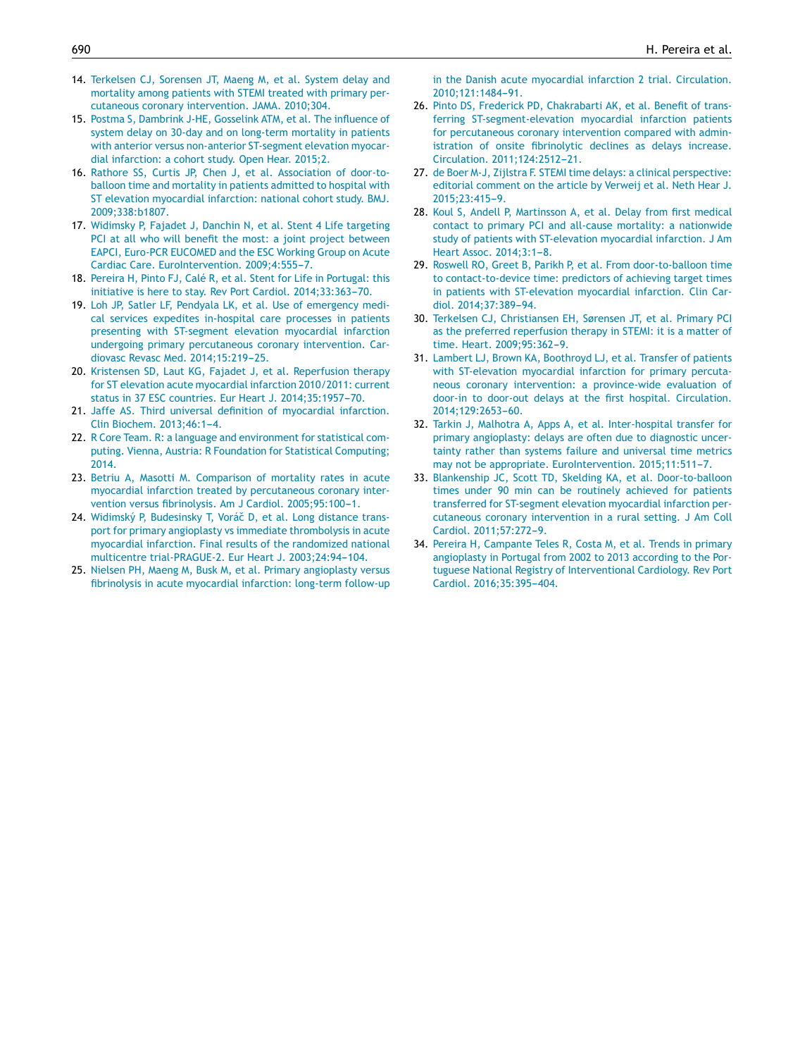14. Terkelsen CJ, Sorensen JT, Maeng M, et al. System delay and mortality among patients with STEMI treated with primary percutaneous coronary intervention. JAMA. 2010;304.
15. Postma S, Dambrink J-HE, Gosselink ATM, et al. The influence of system delay on 30-day and on long-term mortality in patients with anterior versus non-anterior ST-segment elevation myocardial infarction: a cohort study. Open Hear. 2015;2.
16. Rathore SS, Curtis JP, Chen J, et al. Association of door-to-balloon time and mortality in patients admitted to hospital with ST elevation myocardial infarction: national cohort study. BMJ. 2009;338:b1807.
17. Widimsky P, Fajadet J, Danchin N, et al. Stent 4 Life targeting PCI at all who will benefit the most: a joint project between EAPCI, Euro-PCR EUCOMED and the ESC Working Group on Acute Cardiac Care. EuroIntervention. 2009;4:555–7.
18. Pereira H, Pinto FJ, Calé R, et al. Stent for Life in Portugal: this initiative is here to stay. Rev Port Cardiol. 2014;33:363–70.
19. Loh JP, Satler LF, Pendyala LK, et al. Use of emergency medical services expedites in-hospital care processes in patients presenting with ST-segment elevation myocardial infarction undergoing primary percutaneous coronary intervention. Cardiovasc Revasc Med. 2014;15:219–25.
20. Kristensen SD, Laut KG, Fajadet J, et al. Reperfusion therapy for ST elevation acute myocardial infarction 2010/2011: current status in 37 ESC countries. Eur Heart J. 2014;35:1957–70.
21. Jaffe AS. Third universal definition of myocardial infarction. Clin Biochem. 2013;46:1–4.
22. R Core Team. R: a language and environment for statistical computing. Vienna, Austria: R Foundation for Statistical Computing; 2014.
23. Betriu A, Masotti M. Comparison of mortality rates in acute myocardial infarction treated by percutaneous coronary intervention versus fibrinolysis. Am J Cardiol. 2005;95:100–1.
24. Widimský P, Budesinsky T, Voráč D, et al. Long distance transport for primary angioplasty vs immediate thrombolysis in acute myocardial infarction. Final results of the randomized national multicentre trial-PRAGUE-2. Eur Heart J. 2003;24:94–104.
25. Nielsen PH, Maeng M, Busk M, et al. Primary angioplasty versus fibrinolysis in acute myocardial infarction: long-term follow-up in the Danish acute myocardial infarction 2 trial. Circulation. 2010;121:1484–91.
26. Pinto DS, Frederick PD, Chakrabarti AK, et al. Benefit of transferring ST-segment-elevation myocardial infarction patients for percutaneous coronary intervention compared with administration of onsite fibrinolytic declines as delays increase. Circulation. 2011;124:2512–21.
27. de Boer M-J, Zijlstra F. STEMI time delays: a clinical perspective: editorial comment on the article by Verweij et al. Neth Hear J. 2015;23:415–9.
28. Koul S, Andell P, Martinsson A, et al. Delay from first medical contact to primary PCI and all-cause mortality: a nationwide study of patients with ST-elevation myocardial infarction. J Am Heart Assoc. 2014;3:1–8.
29. Roswell RO, Greet B, Parikh P, et al. From door-to-balloon time to contact-to-device time: predictors of achieving target times in patients with ST-elevation myocardial infarction. Clin Cardiol. 2014;37:389–94.
30. Terkelsen CJ, Christiansen EH, Sørensen JT, et al. Primary PCI as the preferred reperfusion therapy in STEMI: it is a matter of time. Heart. 2009;95:362–9.
31. Lambert LJ, Brown KA, Boothroyd LJ, et al. Transfer of patients with ST-elevation myocardial infarction for primary percutaneous coronary intervention: a province-wide evaluation of door-in to door-out delays at the first hospital. Circulation. 2014;129:2653–60.
32. Tarkin J, Malhotra A, Apps A, et al. Inter-hospital transfer for primary angioplasty: delays are often due to diagnostic uncertainty rather than systems failure and universal time metrics may not be appropriate. EuroIntervention. 2015;11:511–7.
33. Blankenship JC, Scott TD, Skelding KA, et al. Door-to-balloon times under 90 min can be routinely achieved for patients transferred for ST-segment elevation myocardial infarction percutaneous coronary intervention in a rural setting. J Am Coll Cardiol. 2011;57:272–9.
34. Pereira H, Campante Teles R, Costa M, et al. Trends in primary angioplasty in Portugal from 2002 to 2013 according to the Portuguese National Registry of Interventional Cardiology. Rev Port Cardiol. 2016;35:395–404.